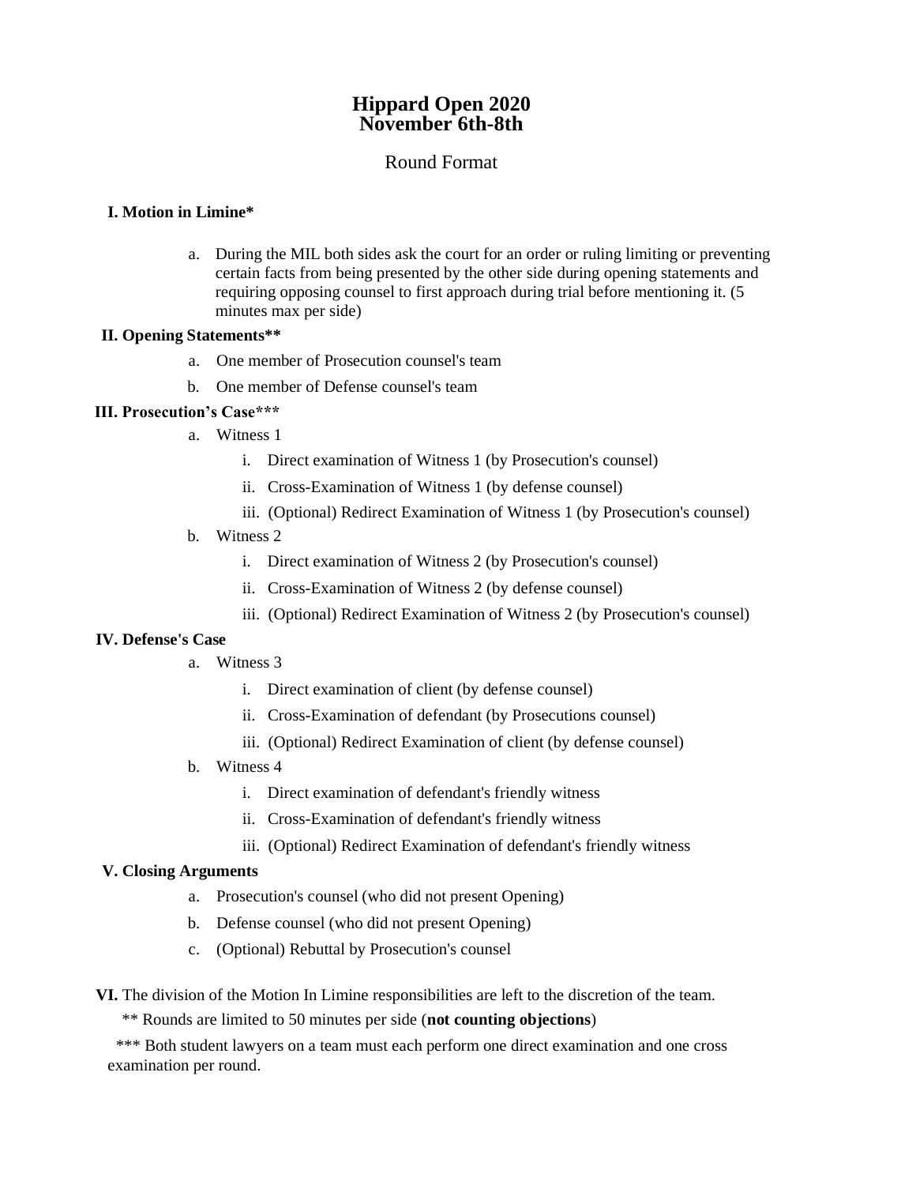# Hippard Open 2020
# November 6th-8th

## Round Format

**I. Motion in Limine***

a. During the MIL both sides ask the court for an order or ruling limiting or preventing certain facts from being presented by the other side during opening statements and requiring opposing counsel to first approach during trial before mentioning it. (5 minutes max per side)

**II. Opening Statements****

a. One member of Prosecution counsel's team
b. One member of Defense counsel's team

**III. Prosecution's Case*****

a. Witness 1
   i. Direct examination of Witness 1 (by Prosecution's counsel)
   ii. Cross-Examination of Witness 1 (by defense counsel)
   iii. (Optional) Redirect Examination of Witness 1 (by Prosecution's counsel)
b. Witness 2
   i. Direct examination of Witness 2 (by Prosecution's counsel)
   ii. Cross-Examination of Witness 2 (by defense counsel)
   iii. (Optional) Redirect Examination of Witness 2 (by Prosecution's counsel)

**IV. Defense's Case**

a. Witness 3
   i. Direct examination of client (by defense counsel)
   ii. Cross-Examination of defendant (by Prosecutions counsel)
   iii. (Optional) Redirect Examination of client (by defense counsel)
b. Witness 4
   i. Direct examination of defendant's friendly witness
   ii. Cross-Examination of defendant's friendly witness
   iii. (Optional) Redirect Examination of defendant's friendly witness

**V. Closing Arguments**

a. Prosecution's counsel (who did not present Opening)
b. Defense counsel (who did not present Opening)
c. (Optional) Rebuttal by Prosecution's counsel

**VI.** The division of the Motion In Limine responsibilities are left to the discretion of the team.

** Rounds are limited to 50 minutes per side (**not counting objections**)

*** Both student lawyers on a team must each perform one direct examination and one cross examination per round.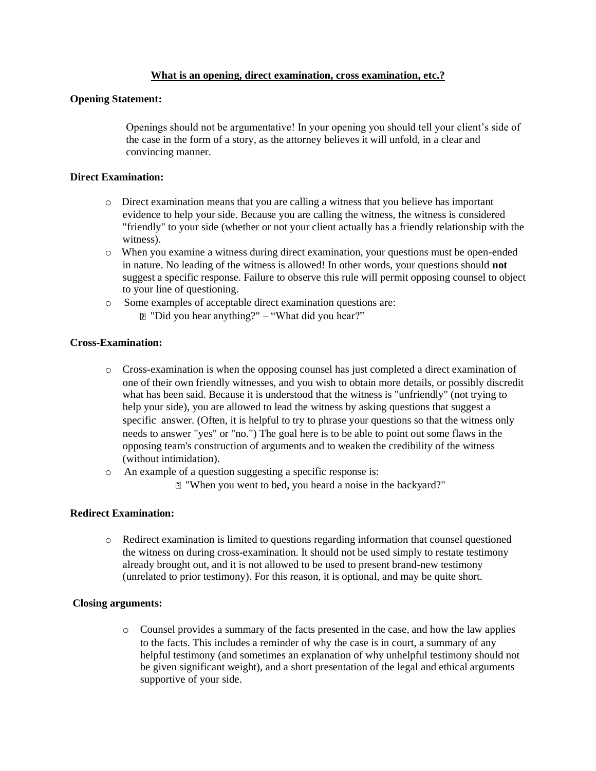**What is an opening, direct examination, cross examination, etc.?**

**Opening Statement:**

Openings should not be argumentative! In your opening you should tell your client's side of the case in the form of a story, as the attorney believes it will unfold, in a clear and convincing manner.

**Direct Examination:**

- Direct examination means that you are calling a witness that you believe has important evidence to help your side. Because you are calling the witness, the witness is considered "friendly" to your side (whether or not your client actually has a friendly relationship with the witness).
- When you examine a witness during direct examination, your questions must be open-ended in nature. No leading of the witness is allowed! In other words, your questions should **not** suggest a specific response. Failure to observe this rule will permit opposing counsel to object to your line of questioning.
- Some examples of acceptable direct examination questions are:
  - "Did you hear anything?" – "What did you hear?"

**Cross-Examination:**

- Cross-examination is when the opposing counsel has just completed a direct examination of one of their own friendly witnesses, and you wish to obtain more details, or possibly discredit what has been said. Because it is understood that the witness is "unfriendly" (not trying to help your side), you are allowed to lead the witness by asking questions that suggest a specific answer. (Often, it is helpful to try to phrase your questions so that the witness only needs to answer "yes" or "no.") The goal here is to be able to point out some flaws in the opposing team's construction of arguments and to weaken the credibility of the witness (without intimidation).
- An example of a question suggesting a specific response is:
  - "When you went to bed, you heard a noise in the backyard?"

**Redirect Examination:**

- Redirect examination is limited to questions regarding information that counsel questioned the witness on during cross-examination. It should not be used simply to restate testimony already brought out, and it is not allowed to be used to present brand-new testimony (unrelated to prior testimony). For this reason, it is optional, and may be quite short.

**Closing arguments:**

- Counsel provides a summary of the facts presented in the case, and how the law applies to the facts. This includes a reminder of why the case is in court, a summary of any helpful testimony (and sometimes an explanation of why unhelpful testimony should not be given significant weight), and a short presentation of the legal and ethical arguments supportive of your side.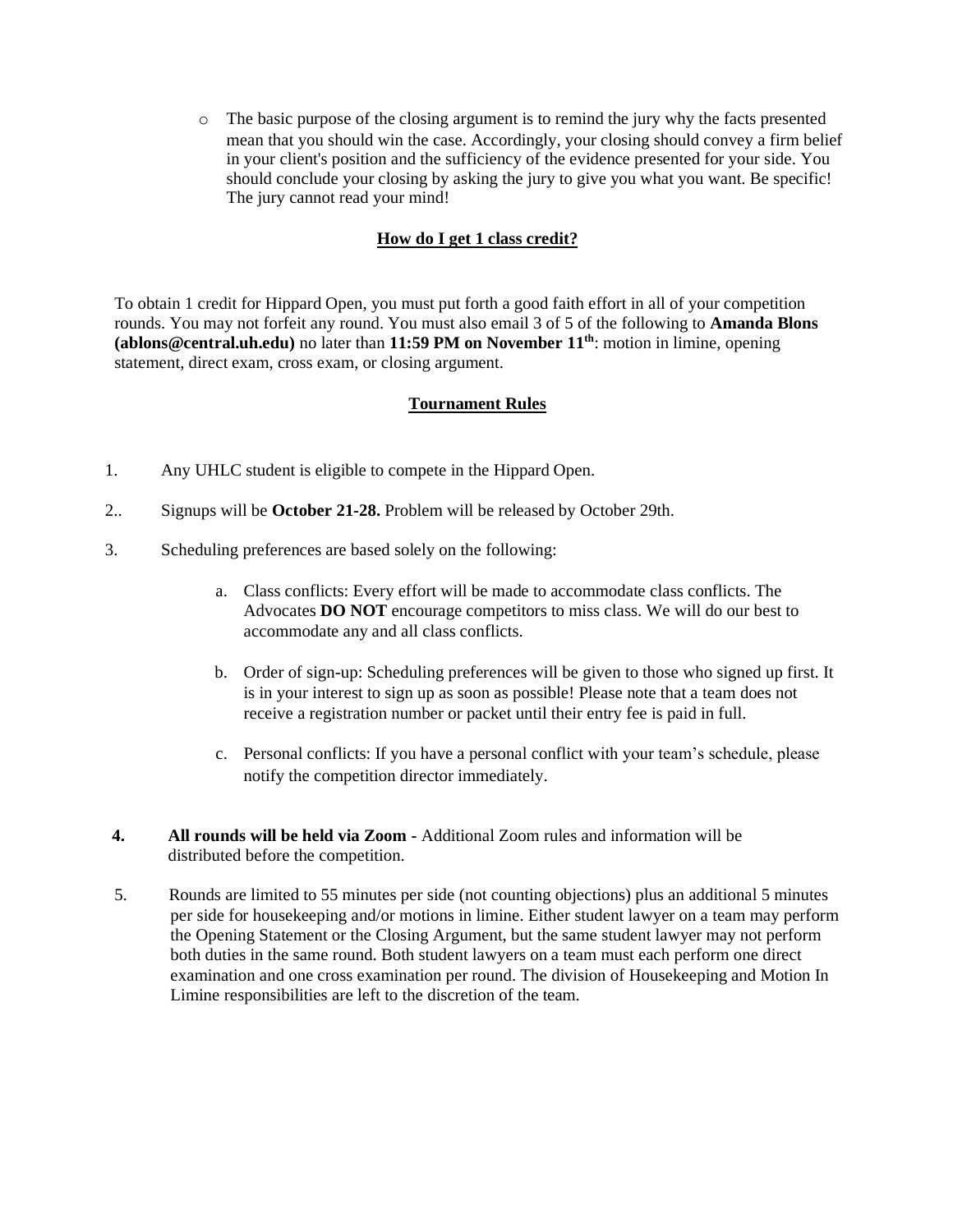- The basic purpose of the closing argument is to remind the jury why the facts presented mean that you should win the case. Accordingly, your closing should convey a firm belief in your client's position and the sufficiency of the evidence presented for your side. You should conclude your closing by asking the jury to give you what you want. Be specific! The jury cannot read your mind!

## How do I get 1 class credit?

To obtain 1 credit for Hippard Open, you must put forth a good faith effort in all of your competition rounds. You may not forfeit any round. You must also email 3 of 5 of the following to **Amanda Blons (ablons@central.uh.edu)** no later than **11:59 PM on November 11th**: motion in limine, opening statement, direct exam, cross exam, or closing argument.

## Tournament Rules

1. Any UHLC student is eligible to compete in the Hippard Open.

2.. Signups will be **October 21-28.** Problem will be released by October 29th.

3. Scheduling preferences are based solely on the following:

   a. Class conflicts: Every effort will be made to accommodate class conflicts. The Advocates **DO NOT** encourage competitors to miss class. We will do our best to accommodate any and all class conflicts.

   b. Order of sign-up: Scheduling preferences will be given to those who signed up first. It is in your interest to sign up as soon as possible! Please note that a team does not receive a registration number or packet until their entry fee is paid in full.

   c. Personal conflicts: If you have a personal conflict with your team's schedule, please notify the competition director immediately.

**4. All rounds will be held via Zoom** - Additional Zoom rules and information will be distributed before the competition.

5. Rounds are limited to 55 minutes per side (not counting objections) plus an additional 5 minutes per side for housekeeping and/or motions in limine. Either student lawyer on a team may perform the Opening Statement or the Closing Argument, but the same student lawyer may not perform both duties in the same round. Both student lawyers on a team must each perform one direct examination and one cross examination per round. The division of Housekeeping and Motion In Limine responsibilities are left to the discretion of the team.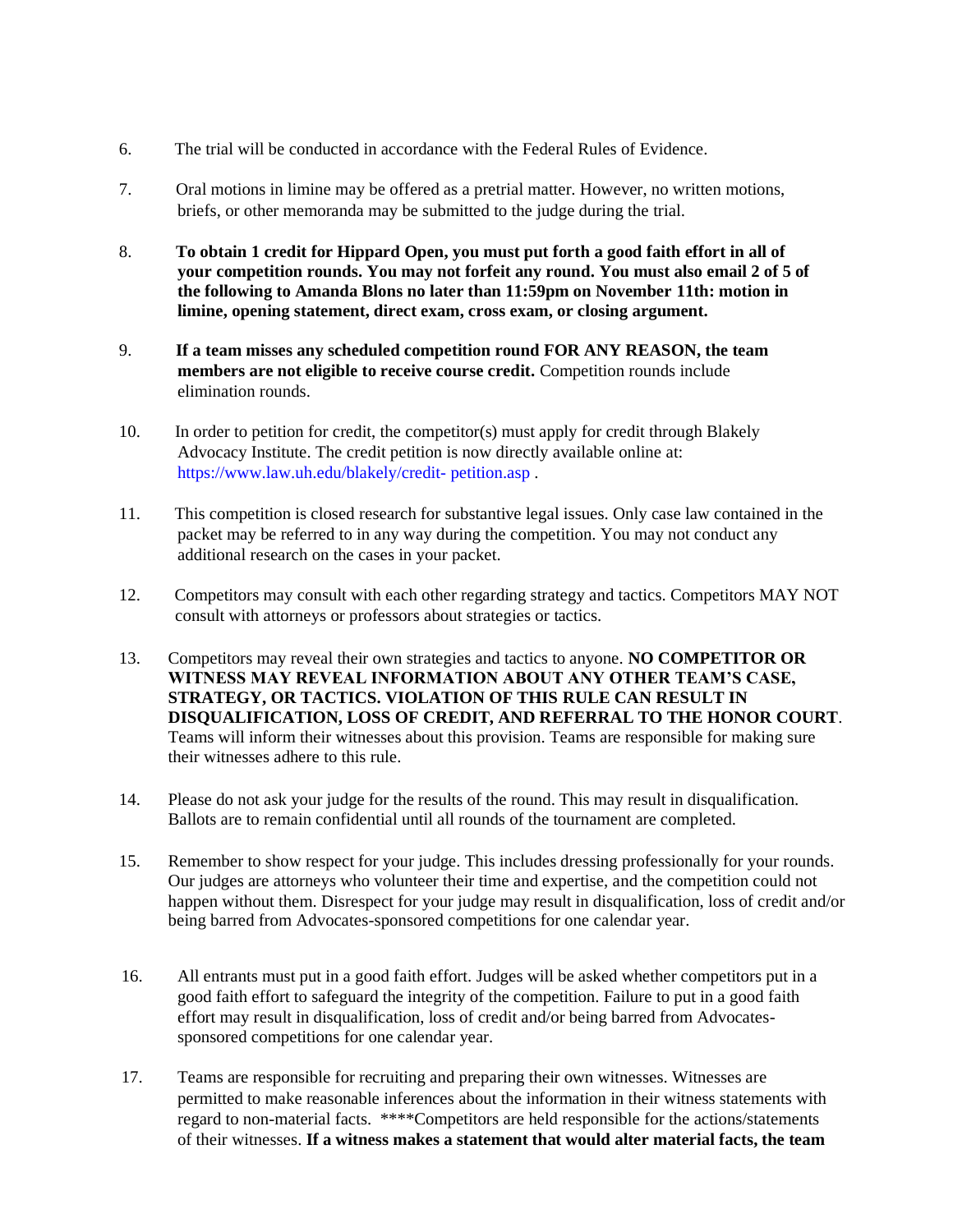6. The trial will be conducted in accordance with the Federal Rules of Evidence.

7. Oral motions in limine may be offered as a pretrial matter. However, no written motions, briefs, or other memoranda may be submitted to the judge during the trial.

8. **To obtain 1 credit for Hippard Open, you must put forth a good faith effort in all of your competition rounds. You may not forfeit any round. You must also email 2 of 5 of the following to Amanda Blons no later than 11:59pm on November 11th: motion in limine, opening statement, direct exam, cross exam, or closing argument.**

9. **If a team misses any scheduled competition round FOR ANY REASON, the team members are not eligible to receive course credit.** Competition rounds include elimination rounds.

10. In order to petition for credit, the competitor(s) must apply for credit through Blakely Advocacy Institute. The credit petition is now directly available online at: https://www.law.uh.edu/blakely/credit- petition.asp .

11. This competition is closed research for substantive legal issues. Only case law contained in the packet may be referred to in any way during the competition. You may not conduct any additional research on the cases in your packet.

12. Competitors may consult with each other regarding strategy and tactics. Competitors MAY NOT consult with attorneys or professors about strategies or tactics.

13. Competitors may reveal their own strategies and tactics to anyone. **NO COMPETITOR OR WITNESS MAY REVEAL INFORMATION ABOUT ANY OTHER TEAM'S CASE, STRATEGY, OR TACTICS. VIOLATION OF THIS RULE CAN RESULT IN DISQUALIFICATION, LOSS OF CREDIT, AND REFERRAL TO THE HONOR COURT**. Teams will inform their witnesses about this provision. Teams are responsible for making sure their witnesses adhere to this rule.

14. Please do not ask your judge for the results of the round. This may result in disqualification. Ballots are to remain confidential until all rounds of the tournament are completed.

15. Remember to show respect for your judge. This includes dressing professionally for your rounds. Our judges are attorneys who volunteer their time and expertise, and the competition could not happen without them. Disrespect for your judge may result in disqualification, loss of credit and/or being barred from Advocates-sponsored competitions for one calendar year.

16. All entrants must put in a good faith effort. Judges will be asked whether competitors put in a good faith effort to safeguard the integrity of the competition. Failure to put in a good faith effort may result in disqualification, loss of credit and/or being barred from Advocates-sponsored competitions for one calendar year.

17. Teams are responsible for recruiting and preparing their own witnesses. Witnesses are permitted to make reasonable inferences about the information in their witness statements with regard to non-material facts. ****Competitors are held responsible for the actions/statements of their witnesses. **If a witness makes a statement that would alter material facts, the team**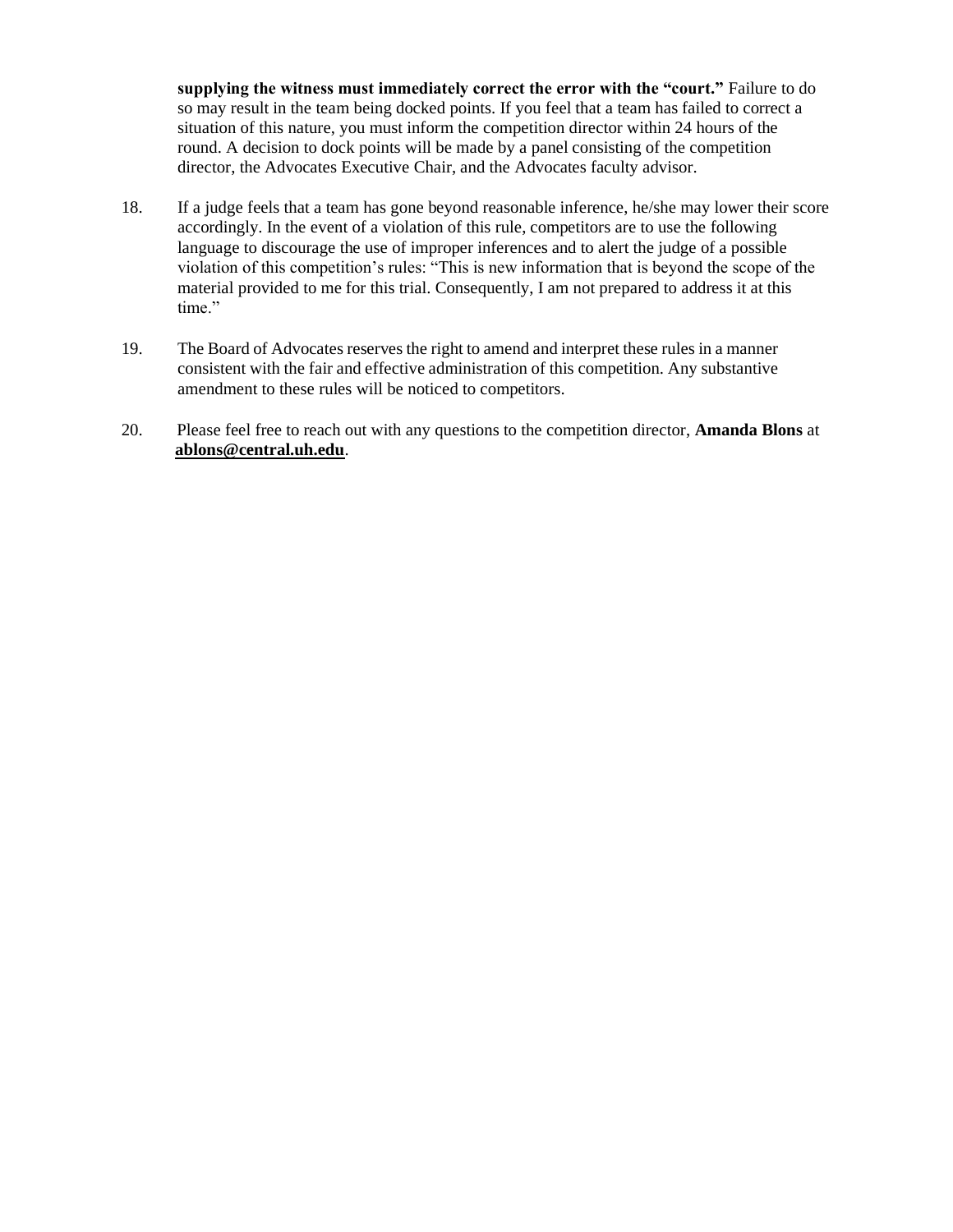**supplying the witness must immediately correct the error with the "court."** Failure to do so may result in the team being docked points. If you feel that a team has failed to correct a situation of this nature, you must inform the competition director within 24 hours of the round. A decision to dock points will be made by a panel consisting of the competition director, the Advocates Executive Chair, and the Advocates faculty advisor.

18. If a judge feels that a team has gone beyond reasonable inference, he/she may lower their score accordingly. In the event of a violation of this rule, competitors are to use the following language to discourage the use of improper inferences and to alert the judge of a possible violation of this competition's rules: "This is new information that is beyond the scope of the material provided to me for this trial. Consequently, I am not prepared to address it at this time."

19. The Board of Advocates reserves the right to amend and interpret these rules in a manner consistent with the fair and effective administration of this competition. Any substantive amendment to these rules will be noticed to competitors.

20. Please feel free to reach out with any questions to the competition director, **Amanda Blons** at **ablons@central.uh.edu**.